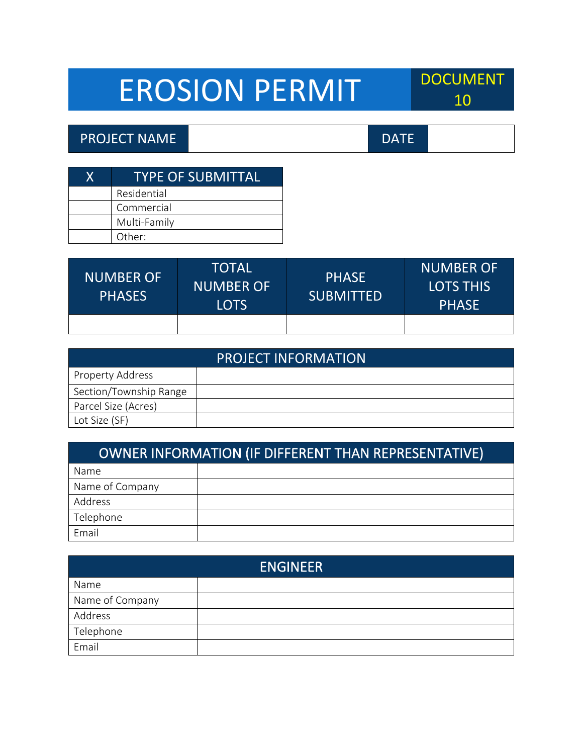# EROSION PERMIT

DOCUMENT 10

| PROJECT NAME | | DATE | |
|---|---|---|---|

| X | TYPE OF SUBMITTAL |
|---|---|
| | Residential |
| | Commercial |
| | Multi-Family |
| | Other: |

| NUMBER OF PHASES | TOTAL NUMBER OF LOTS | PHASE SUBMITTED | NUMBER OF LOTS THIS PHASE |
|---|---|---|---|
| | | | |

| PROJECT INFORMATION | |
|---|---|
| Property Address | |
| Section/Township Range | |
| Parcel Size (Acres) | |
| Lot Size (SF) | |

| OWNER INFORMATION (IF DIFFERENT THAN REPRESENTATIVE) | |
|---|---|
| Name | |
| Name of Company | |
| Address | |
| Telephone | |
| Email | |

| ENGINEER | |
|---|---|
| Name | |
| Name of Company | |
| Address | |
| Telephone | |
| Email | |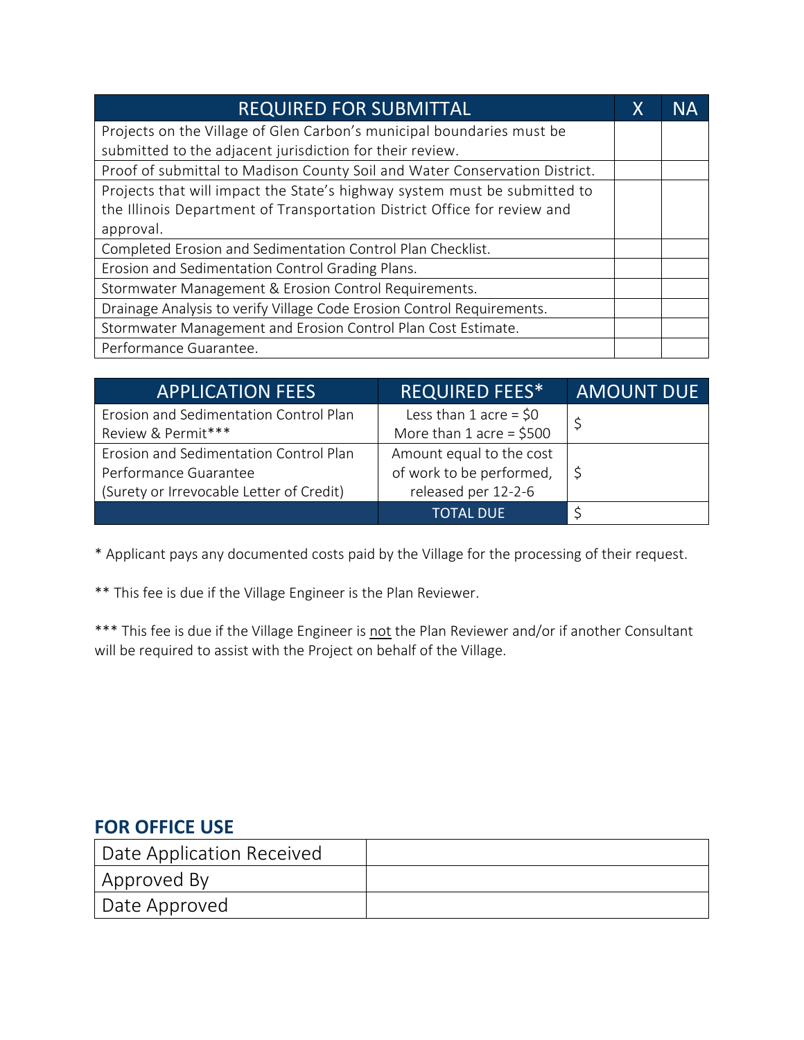| REQUIRED FOR SUBMITTAL | X | NA |
|---|---|---|
| Projects on the Village of Glen Carbon's municipal boundaries must be submitted to the adjacent jurisdiction for their review. | | |
| Proof of submittal to Madison County Soil and Water Conservation District. | | |
| Projects that will impact the State's highway system must be submitted to the Illinois Department of Transportation District Office for review and approval. | | |
| Completed Erosion and Sedimentation Control Plan Checklist. | | |
| Erosion and Sedimentation Control Grading Plans. | | |
| Stormwater Management & Erosion Control Requirements. | | |
| Drainage Analysis to verify Village Code Erosion Control Requirements. | | |
| Stormwater Management and Erosion Control Plan Cost Estimate. | | |
| Performance Guarantee. | | |

| APPLICATION FEES | REQUIRED FEES* | AMOUNT DUE |
|---|---|---|
| Erosion and Sedimentation Control Plan Review & Permit*** | Less than 1 acre = $0<br>More than 1 acre = $500 | $ |
| Erosion and Sedimentation Control Plan Performance Guarantee<br>(Surety or Irrevocable Letter of Credit) | Amount equal to the cost of work to be performed, released per 12-2-6 | $ |
| | TOTAL DUE | $ |

* Applicant pays any documented costs paid by the Village for the processing of their request.

** This fee is due if the Village Engineer is the Plan Reviewer.

*** This fee is due if the Village Engineer is not the Plan Reviewer and/or if another Consultant will be required to assist with the Project on behalf of the Village.

## FOR OFFICE USE

| | |
|---|---|
| Date Application Received | |
| Approved By | |
| Date Approved | |